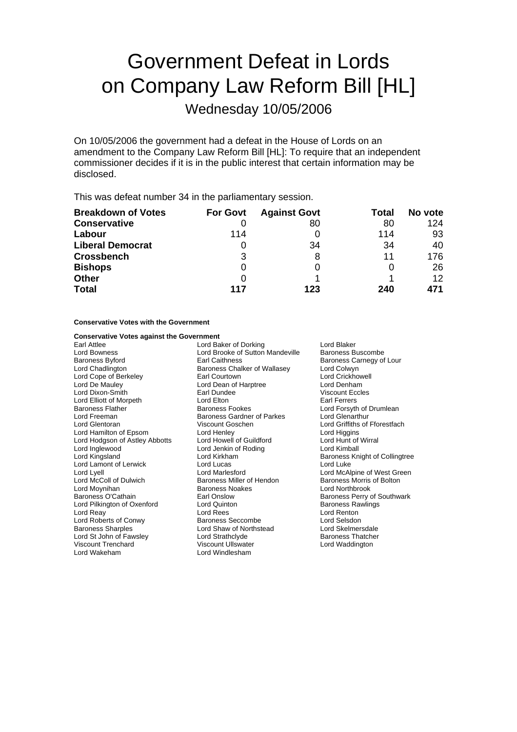# Government Defeat in Lords on Company Law Reform Bill [HL]

## Wednesday 10/05/2006

On 10/05/2006 the government had a defeat in the House of Lords on an amendment to the Company Law Reform Bill [HL]: To require that an independent commissioner decides if it is in the public interest that certain information may be disclosed.

This was defeat number 34 in the parliamentary session.

| Breakdown of Votes | For Govt | Against Govt | Total | No vote |
|---|---|---|---|---|
| **Conservative** | 0 | 80 | 80 | 124 |
| **Labour** | 114 | 0 | 114 | 93 |
| **Liberal Democrat** | 0 | 34 | 34 | 40 |
| **Crossbench** | 3 | 8 | 11 | 176 |
| **Bishops** | 0 | 0 | 0 | 26 |
| **Other** | 0 | 1 | 1 | 12 |
| **Total** | **117** | **123** | **240** | **471** |

**Conservative Votes with the Government**

**Conservative Votes against the Government**

Earl Attlee
Lord Baker of Dorking
Lord Blaker
Lord Bowness
Lord Brooke of Sutton Mandeville
Baroness Buscombe
Baroness Byford
Earl Caithness
Baroness Carnegy of Lour
Lord Chadlington
Baroness Chalker of Wallasey
Lord Colwyn
Lord Cope of Berkeley
Earl Courtown
Lord Crickhowell
Lord De Mauley
Lord Dean of Harptree
Lord Denham
Lord Dixon-Smith
Earl Dundee
Viscount Eccles
Lord Elliott of Morpeth
Lord Elton
Earl Ferrers
Baroness Flather
Baroness Fookes
Lord Forsyth of Drumlean
Lord Freeman
Baroness Gardner of Parkes
Lord Glenarthur
Lord Glentoran
Viscount Goschen
Lord Griffiths of Fforestfach
Lord Hamilton of Epsom
Lord Henley
Lord Higgins
Lord Hodgson of Astley Abbotts
Lord Howell of Guildford
Lord Hunt of Wirral
Lord Inglewood
Lord Jenkin of Roding
Lord Kimball
Lord Kingsland
Lord Kirkham
Baroness Knight of Collingtree
Lord Lamont of Lerwick
Lord Lucas
Lord Luke
Lord Lyell
Lord Marlesford
Lord McAlpine of West Green
Lord McColl of Dulwich
Baroness Miller of Hendon
Baroness Morris of Bolton
Lord Moynihan
Baroness Noakes
Lord Northbrook
Baroness O'Cathain
Earl Onslow
Baroness Perry of Southwark
Lord Pilkington of Oxenford
Lord Quinton
Baroness Rawlings
Lord Reay
Lord Rees
Lord Renton
Lord Roberts of Conwy
Baroness Seccombe
Lord Selsdon
Baroness Sharples
Lord Shaw of Northstead
Lord Skelmersdale
Lord St John of Fawsley
Lord Strathclyde
Baroness Thatcher
Viscount Trenchard
Viscount Ullswater
Lord Waddington
Lord Wakeham
Lord Windlesham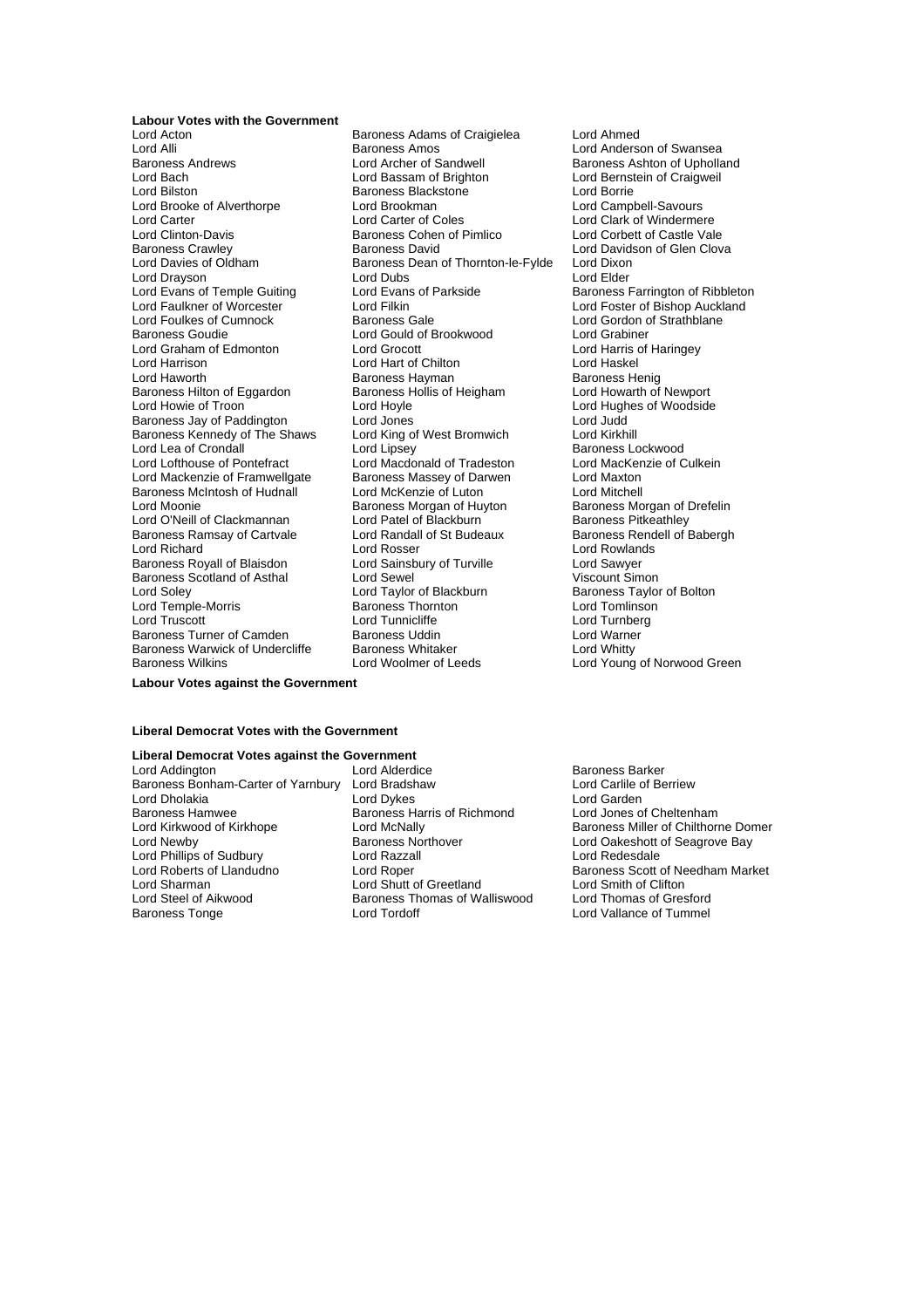**Labour Votes with the Government**

Lord Acton
Baroness Adams of Craigielea
Lord Ahmed
Lord Alli
Baroness Amos
Lord Anderson of Swansea
Baroness Andrews
Lord Archer of Sandwell
Baroness Ashton of Upholland
Lord Bach
Lord Bassam of Brighton
Lord Bernstein of Craigweil
Lord Bilston
Baroness Blackstone
Lord Borrie
Lord Brooke of Alverthorpe
Lord Brookman
Lord Campbell-Savours
Lord Carter
Lord Carter of Coles
Lord Clark of Windermere
Lord Clinton-Davis
Baroness Cohen of Pimlico
Lord Corbett of Castle Vale
Baroness Crawley
Baroness David
Lord Davidson of Glen Clova
Lord Davies of Oldham
Baroness Dean of Thornton-le-Fylde
Lord Dixon
Lord Drayson
Lord Dubs
Lord Elder
Lord Evans of Temple Guiting
Lord Evans of Parkside
Baroness Farrington of Ribbleton
Lord Faulkner of Worcester
Lord Filkin
Lord Foster of Bishop Auckland
Lord Foulkes of Cumnock
Baroness Gale
Lord Gordon of Strathblane
Baroness Goudie
Lord Gould of Brookwood
Lord Grabiner
Lord Graham of Edmonton
Lord Grocott
Lord Harris of Haringey
Lord Harrison
Lord Hart of Chilton
Lord Haskel
Lord Haworth
Baroness Hayman
Baroness Henig
Baroness Hilton of Eggardon
Baroness Hollis of Heigham
Lord Howarth of Newport
Lord Howie of Troon
Lord Hoyle
Lord Hughes of Woodside
Baroness Jay of Paddington
Lord Jones
Lord Judd
Baroness Kennedy of The Shaws
Lord King of West Bromwich
Lord Kirkhill
Lord Lea of Crondall
Lord Lipsey
Baroness Lockwood
Lord Lofthouse of Pontefract
Lord Macdonald of Tradeston
Lord MacKenzie of Culkein
Lord Mackenzie of Framwellgate
Baroness Massey of Darwen
Lord Maxton
Baroness McIntosh of Hudnall
Lord McKenzie of Luton
Lord Mitchell
Lord Moonie
Baroness Morgan of Huyton
Baroness Morgan of Drefelin
Lord O'Neill of Clackmannan
Lord Patel of Blackburn
Baroness Pitkeathley
Baroness Ramsay of Cartvale
Lord Randall of St Budeaux
Baroness Rendell of Babergh
Lord Richard
Lord Rosser
Lord Rowlands
Baroness Royall of Blaisdon
Lord Sainsbury of Turville
Lord Sawyer
Baroness Scotland of Asthal
Lord Sewel
Viscount Simon
Lord Soley
Lord Taylor of Blackburn
Baroness Taylor of Bolton
Lord Temple-Morris
Baroness Thornton
Lord Tomlinson
Lord Truscott
Lord Tunnicliffe
Lord Turnberg
Baroness Turner of Camden
Baroness Uddin
Lord Warner
Baroness Warwick of Undercliffe
Baroness Whitaker
Lord Whitty
Baroness Wilkins
Lord Woolmer of Leeds
Lord Young of Norwood Green

**Labour Votes against the Government**

**Liberal Democrat Votes with the Government**

**Liberal Democrat Votes against the Government**

Lord Addington
Lord Alderdice
Baroness Barker
Baroness Bonham-Carter of Yarnbury
Lord Bradshaw
Lord Carlile of Berriew
Lord Dholakia
Lord Dykes
Lord Garden
Baroness Hamwee
Baroness Harris of Richmond
Lord Jones of Cheltenham
Lord Kirkwood of Kirkhope
Lord McNally
Baroness Miller of Chilthorne Domer
Lord Newby
Baroness Northover
Lord Oakeshott of Seagrove Bay
Lord Phillips of Sudbury
Lord Razzall
Lord Redesdale
Lord Roberts of Llandudno
Lord Roper
Baroness Scott of Needham Market
Lord Sharman
Lord Shutt of Greetland
Lord Smith of Clifton
Lord Steel of Aikwood
Baroness Thomas of Walliswood
Lord Thomas of Gresford
Baroness Tonge
Lord Tordoff
Lord Vallance of Tummel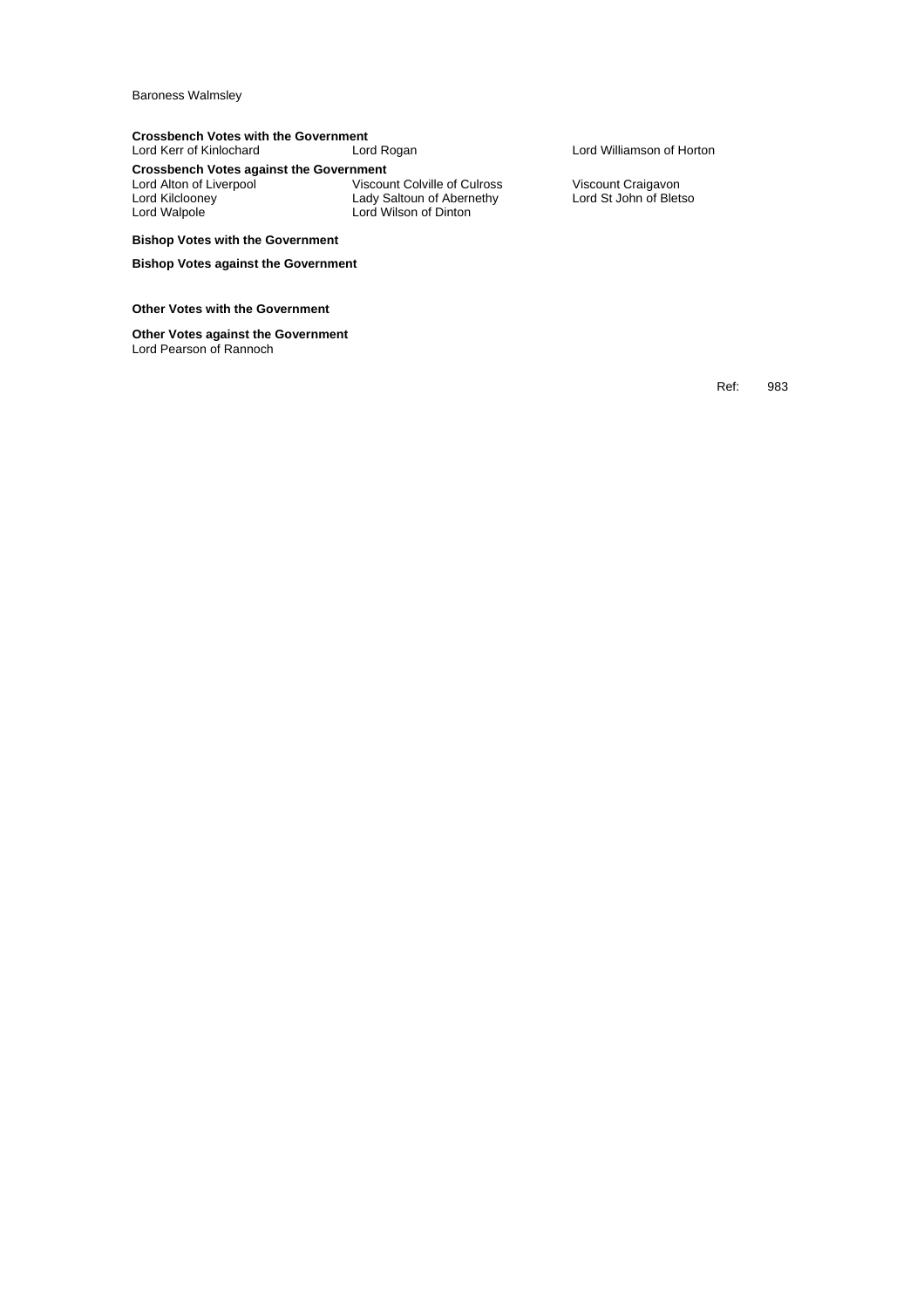Baroness Walmsley

**Crossbench Votes with the Government**

Lord Kerr of Kinlochard
Lord Rogan
Lord Williamson of Horton

**Crossbench Votes against the Government**

Lord Alton of Liverpool
Viscount Colville of Culross
Viscount Craigavon
Lord Kilclooney
Lady Saltoun of Abernethy
Lord St John of Bletso
Lord Walpole
Lord Wilson of Dinton

**Bishop Votes with the Government**

**Bishop Votes against the Government**

**Other Votes with the Government**

**Other Votes against the Government**

Lord Pearson of Rannoch

Ref: 983